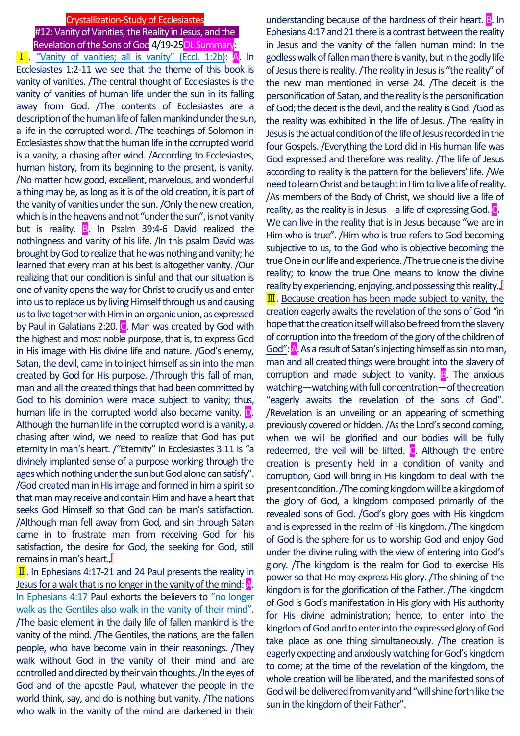# Crystallization-Study of Ecclesiastes

## #12: Vanity of Vanities, the Reality in Jesus, and the Revelation of the Sons of God 4/19-25 OL Summary:

**Ⅰ. "Vanity of vanities; all is vanity" (Eccl. 1:2b):** **A**. In Ecclesiastes 1:2-11 we see that the theme of this book is vanity of vanities. /The central thought of Ecclesiastes is the vanity of vanities of human life under the sun in its falling away from God. /The contents of Ecclesiastes are a description of the human life of fallen mankind under the sun, a life in the corrupted world. /The teachings of Solomon in Ecclesiastes show that the human life in the corrupted world is a vanity, a chasing after wind. /According to Ecclesiastes, human history, from its beginning to the present, is vanity. /No matter how good, excellent, marvelous, and wonderful a thing may be, as long as it is of the old creation, it is part of the vanity of vanities under the sun. /Only the new creation, which is in the heavens and not "under the sun", is not vanity but is reality. **B**. In Psalm 39:4-6 David realized the nothingness and vanity of his life. /In this psalm David was brought by God to realize that he was nothing and vanity; he learned that every man at his best is altogether vanity. /Our realizing that our condition is sinful and that our situation is one of vanity opens the way for Christ to crucify us and enter into us to replace us by living Himself through us and causing us to live together with Him in an organic union, as expressed by Paul in Galatians 2:20. **C**. Man was created by God with the highest and most noble purpose, that is, to express God in His image with His divine life and nature. /God's enemy, Satan, the devil, came in to inject himself as sin into the man created by God for His purpose. /Through this fall of man, man and all the created things that had been committed by God to his dominion were made subject to vanity; thus, human life in the corrupted world also became vanity. **D**. Although the human life in the corrupted world is a vanity, a chasing after wind, we need to realize that God has put eternity in man's heart. /"Eternity" in Ecclesiastes 3:11 is "a divinely implanted sense of a purpose working through the ages which nothing under the sun but God alone can satisfy". /God created man in His image and formed in him a spirit so that man may receive and contain Him and have a heart that seeks God Himself so that God can be man's satisfaction. /Although man fell away from God, and sin through Satan came in to frustrate man from receiving God for his satisfaction, the desire for God, the seeking for God, still remains in man's heart.』

**Ⅱ. In Ephesians 4:17-21 and 24 Paul presents the reality in Jesus for a walk that is no longer in the vanity of the mind:** **A**. In Ephesians 4:17 Paul exhorts the believers to "no longer walk as the Gentiles also walk in the vanity of their mind". /The basic element in the daily life of fallen mankind is the vanity of the mind. /The Gentiles, the nations, are the fallen people, who have become vain in their reasonings. /They walk without God in the vanity of their mind and are controlled and directed by their vain thoughts. /In the eyes of God and of the apostle Paul, whatever the people in the world think, say, and do is nothing but vanity. /The nations who walk in the vanity of the mind are darkened in their understanding because of the hardness of their heart. **B**. In Ephesians 4:17 and 21 there is a contrast between the reality in Jesus and the vanity of the fallen human mind: In the godless walk of fallen man there is vanity, but in the godly life of Jesus there is reality. /The reality in Jesus is "the reality" of the new man mentioned in verse 24. /The deceit is the personification of Satan, and the reality is the personification of God; the deceit is the devil, and the reality is God. /God as the reality was exhibited in the life of Jesus. /The reality in Jesus is the actual condition of the life of Jesus recorded in the four Gospels. /Everything the Lord did in His human life was God expressed and therefore was reality. /The life of Jesus according to reality is the pattern for the believers' life. /We need to learn Christ and be taught in Him to live a life of reality. /As members of the Body of Christ, we should live a life of reality, as the reality is in Jesus—a life of expressing God. **C**. We can live in the reality that is in Jesus because "we are in Him who is true". /Him who is true refers to God becoming subjective to us, to the God who is objective becoming the true One in our life and experience. /The true one is the divine reality; to know the true One means to know the divine reality by experiencing, enjoying, and possessing this reality.』

**Ⅲ. Because creation has been made subject to vanity, the creation eagerly awaits the revelation of the sons of God "in hope that the creation itself will also be freed from the slavery of corruption into the freedom of the glory of the children of God":** **A**. As a result of Satan's injecting himself as sin into man, man and all created things were brought into the slavery of corruption and made subject to vanity. **B**. The anxious watching—watching with full concentration—of the creation "eagerly awaits the revelation of the sons of God". /Revelation is an unveiling or an appearing of something previously covered or hidden. /As the Lord's second coming, when we will be glorified and our bodies will be fully redeemed, the veil will be lifted. **C**. Although the entire creation is presently held in a condition of vanity and corruption, God will bring in His kingdom to deal with the present condition. /The coming kingdom will be a kingdom of the glory of God, a kingdom composed primarily of the revealed sons of God. /God's glory goes with His kingdom and is expressed in the realm of His kingdom. /The kingdom of God is the sphere for us to worship God and enjoy God under the divine ruling with the view of entering into God's glory. /The kingdom is the realm for God to exercise His power so that He may express His glory. /The shining of the kingdom is for the glorification of the Father. /The kingdom of God is God's manifestation in His glory with His authority for His divine administration; hence, to enter into the kingdom of God and to enter into the expressed glory of God take place as one thing simultaneously. /The creation is eagerly expecting and anxiously watching for God's kingdom to come; at the time of the revelation of the kingdom, the whole creation will be liberated, and the manifested sons of God will be delivered from vanity and "will shine forth like the sun in the kingdom of their Father".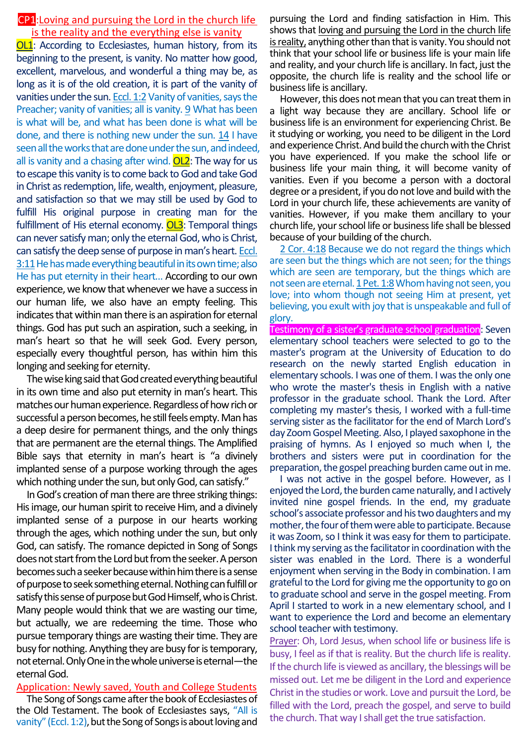## CP1: Loving and pursuing the Lord in the church life is the reality and the everything else is vanity

**OL1**: According to Ecclesiastes, human history, from its beginning to the present, is vanity. No matter how good, excellent, marvelous, and wonderful a thing may be, as long as it is of the old creation, it is part of the vanity of vanities under the sun. Eccl. 1:2 Vanity of vanities, says the Preacher; vanity of vanities; all is vanity. 9 What has been is what will be, and what has been done is what will be done, and there is nothing new under the sun. 14 I have seen all the works that are done under the sun, and indeed, all is vanity and a chasing after wind. **OL2**: The way for us to escape this vanity is to come back to God and take God in Christ as redemption, life, wealth, enjoyment, pleasure, and satisfaction so that we may still be used by God to fulfill His original purpose in creating man for the fulfillment of His eternal economy. **OL3**: Temporal things can never satisfy man; only the eternal God, who is Christ, can satisfy the deep sense of purpose in man's heart. Eccl. 3:11 He has made everything beautiful in its own time; also He has put eternity in their heart... According to our own experience, we know that whenever we have a success in our human life, we also have an empty feeling. This indicates that within man there is an aspiration for eternal things. God has put such an aspiration, such a seeking, in man's heart so that he will seek God. Every person, especially every thoughtful person, has within him this longing and seeking for eternity.

The wise king said that God created everything beautiful in its own time and also put eternity in man's heart. This matches our human experience. Regardless of how rich or successful a person becomes, he still feels empty. Man has a deep desire for permanent things, and the only things that are permanent are the eternal things. The Amplified Bible says that eternity in man's heart is "a divinely implanted sense of a purpose working through the ages which nothing under the sun, but only God, can satisfy."

In God's creation of man there are three striking things: His image, our human spirit to receive Him, and a divinely implanted sense of a purpose in our hearts working through the ages, which nothing under the sun, but only God, can satisfy. The romance depicted in Song of Songs does not start from the Lord but from the seeker. A person becomes such a seeker because within him there is a sense of purpose to seek something eternal. Nothing can fulfill or satisfy this sense of purpose but God Himself, who is Christ. Many people would think that we are wasting our time, but actually, we are redeeming the time. Those who pursue temporary things are wasting their time. They are busy for nothing. Anything they are busy for is temporary, not eternal. Only One in the whole universe is eternal—the eternal God.

### Application: Newly saved, Youth and College Students

The Song of Songs came after the book of Ecclesiastes of the Old Testament. The book of Ecclesiastes says, "All is vanity" (Eccl. 1:2), but the Song of Songs is about loving and pursuing the Lord and finding satisfaction in Him. This shows that loving and pursuing the Lord in the church life is reality, anything other than that is vanity. You should not think that your school life or business life is your main life and reality, and your church life is ancillary. In fact, just the opposite, the church life is reality and the school life or business life is ancillary.

However, this does not mean that you can treat them in a light way because they are ancillary. School life or business life is an environment for experiencing Christ. Be it studying or working, you need to be diligent in the Lord and experience Christ. And build the church with the Christ you have experienced. If you make the school life or business life your main thing, it will become vanity of vanities. Even if you become a person with a doctoral degree or a president, if you do not love and build with the Lord in your church life, these achievements are vanity of vanities. However, if you make them ancillary to your church life, your school life or business life shall be blessed because of your building of the church.

2 Cor. 4:18 Because we do not regard the things which are seen but the things which are not seen; for the things which are seen are temporary, but the things which are not seen are eternal. 1 Pet. 1:8 Whom having not seen, you love; into whom though not seeing Him at present, yet believing, you exult with joy that is unspeakable and full of glory.

**Testimony of a sister's graduate school graduation**: Seven elementary school teachers were selected to go to the master's program at the University of Education to do research on the newly started English education in elementary schools. I was one of them. I was the only one who wrote the master's thesis in English with a native professor in the graduate school. Thank the Lord. After completing my master's thesis, I worked with a full-time serving sister as the facilitator for the end of March Lord's day Zoom Gospel Meeting. Also, I played saxophone in the praising of hymns. As I enjoyed so much when I, the brothers and sisters were put in coordination for the preparation, the gospel preaching burden came out in me.

I was not active in the gospel before. However, as I enjoyed the Lord, the burden came naturally, and I actively invited nine gospel friends. In the end, my graduate school's associate professor and his two daughters and my mother, the four of them were able to participate. Because it was Zoom, so I think it was easy for them to participate. I think my serving as the facilitator in coordination with the sister was enabled in the Lord. There is a wonderful enjoyment when serving in the Body in combination. I am grateful to the Lord for giving me the opportunity to go on to graduate school and serve in the gospel meeting. From April I started to work in a new elementary school, and I want to experience the Lord and become an elementary school teacher with testimony.

Prayer: Oh, Lord Jesus, when school life or business life is busy, I feel as if that is reality. But the church life is reality. If the church life is viewed as ancillary, the blessings will be missed out. Let me be diligent in the Lord and experience Christ in the studies or work. Love and pursuit the Lord, be filled with the Lord, preach the gospel, and serve to build the church. That way I shall get the true satisfaction.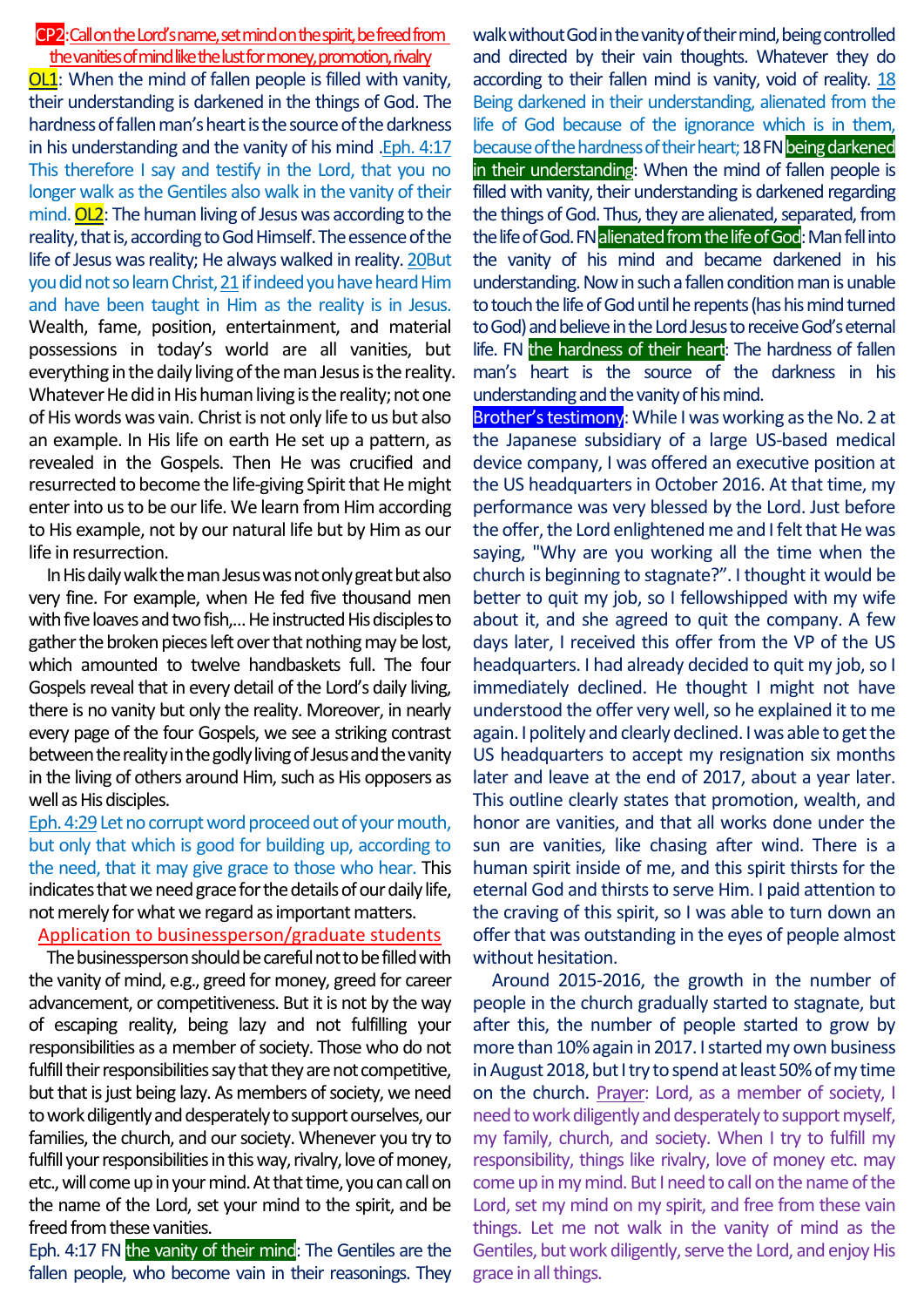**CP2**: Call on the Lord's name, set mind on the spirit, be freed from the vanities of mind like the lust for money, promotion, rivalry

**OL1**: When the mind of fallen people is filled with vanity, their understanding is darkened in the things of God. The hardness of fallen man's heart is the source of the darkness in his understanding and the vanity of his mind .Eph. 4:17 This therefore I say and testify in the Lord, that you no longer walk as the Gentiles also walk in the vanity of their mind. **OL2**: The human living of Jesus was according to the reality, that is, according to God Himself. The essence of the life of Jesus was reality; He always walked in reality. 20But you did not so learn Christ, 21 if indeed you have heard Him and have been taught in Him as the reality is in Jesus. Wealth, fame, position, entertainment, and material possessions in today's world are all vanities, but everything in the daily living of the man Jesus is the reality. Whatever He did in His human living is the reality; not one of His words was vain. Christ is not only life to us but also an example. In His life on earth He set up a pattern, as revealed in the Gospels. Then He was crucified and resurrected to become the life-giving Spirit that He might enter into us to be our life. We learn from Him according to His example, not by our natural life but by Him as our life in resurrection.

In His daily walk the man Jesus was not only great but also very fine. For example, when He fed five thousand men with five loaves and two fish,... He instructed His disciples to gather the broken pieces left over that nothing may be lost, which amounted to twelve handbaskets full. The four Gospels reveal that in every detail of the Lord's daily living, there is no vanity but only the reality. Moreover, in nearly every page of the four Gospels, we see a striking contrast between the reality in the godly living of Jesus and the vanity in the living of others around Him, such as His opposers as well as His disciples.

Eph. 4:29 Let no corrupt word proceed out of your mouth, but only that which is good for building up, according to the need, that it may give grace to those who hear. This indicates that we need grace for the details of our daily life, not merely for what we regard as important matters.

## Application to businessperson/graduate students

The businessperson should be careful not to be filled with the vanity of mind, e.g., greed for money, greed for career advancement, or competitiveness. But it is not by the way of escaping reality, being lazy and not fulfilling your responsibilities as a member of society. Those who do not fulfill their responsibilities say that they are not competitive, but that is just being lazy. As members of society, we need to work diligently and desperately to support ourselves, our families, the church, and our society. Whenever you try to fulfill your responsibilities in this way, rivalry, love of money, etc., will come up in your mind. At that time, you can call on the name of the Lord, set your mind to the spirit, and be freed from these vanities.

Eph. 4:17 FN **the vanity of their mind**: The Gentiles are the fallen people, who become vain in their reasonings. They walk without God in the vanity of their mind, being controlled and directed by their vain thoughts. Whatever they do according to their fallen mind is vanity, void of reality. 18 Being darkened in their understanding, alienated from the life of God because of the ignorance which is in them, because of the hardness of their heart; 18 FN **being darkened in their understanding**: When the mind of fallen people is filled with vanity, their understanding is darkened regarding the things of God. Thus, they are alienated, separated, from the life of God. FN **alienated from the life of God**: Man fell into the vanity of his mind and became darkened in his understanding. Now in such a fallen condition man is unable to touch the life of God until he repents (has his mind turned to God) and believe in the Lord Jesus to receive God's eternal life. FN **the hardness of their heart**: The hardness of fallen man's heart is the source of the darkness in his understanding and the vanity of his mind.

**Brother's testimony**: While I was working as the No. 2 at the Japanese subsidiary of a large US-based medical device company, I was offered an executive position at the US headquarters in October 2016. At that time, my performance was very blessed by the Lord. Just before the offer, the Lord enlightened me and I felt that He was saying, "Why are you working all the time when the church is beginning to stagnate?". I thought it would be better to quit my job, so I fellowshipped with my wife about it, and she agreed to quit the company. A few days later, I received this offer from the VP of the US headquarters. I had already decided to quit my job, so I immediately declined. He thought I might not have understood the offer very well, so he explained it to me again. I politely and clearly declined. I was able to get the US headquarters to accept my resignation six months later and leave at the end of 2017, about a year later. This outline clearly states that promotion, wealth, and honor are vanities, and that all works done under the sun are vanities, like chasing after wind. There is a human spirit inside of me, and this spirit thirsts for the eternal God and thirsts to serve Him. I paid attention to the craving of this spirit, so I was able to turn down an offer that was outstanding in the eyes of people almost without hesitation.

Around 2015-2016, the growth in the number of people in the church gradually started to stagnate, but after this, the number of people started to grow by more than 10% again in 2017. I started my own business in August 2018, but I try to spend at least 50% of my time on the church. Prayer: Lord, as a member of society, I need to work diligently and desperately to support myself, my family, church, and society. When I try to fulfill my responsibility, things like rivalry, love of money etc. may come up in my mind. But I need to call on the name of the Lord, set my mind on my spirit, and free from these vain things. Let me not walk in the vanity of mind as the Gentiles, but work diligently, serve the Lord, and enjoy His grace in all things.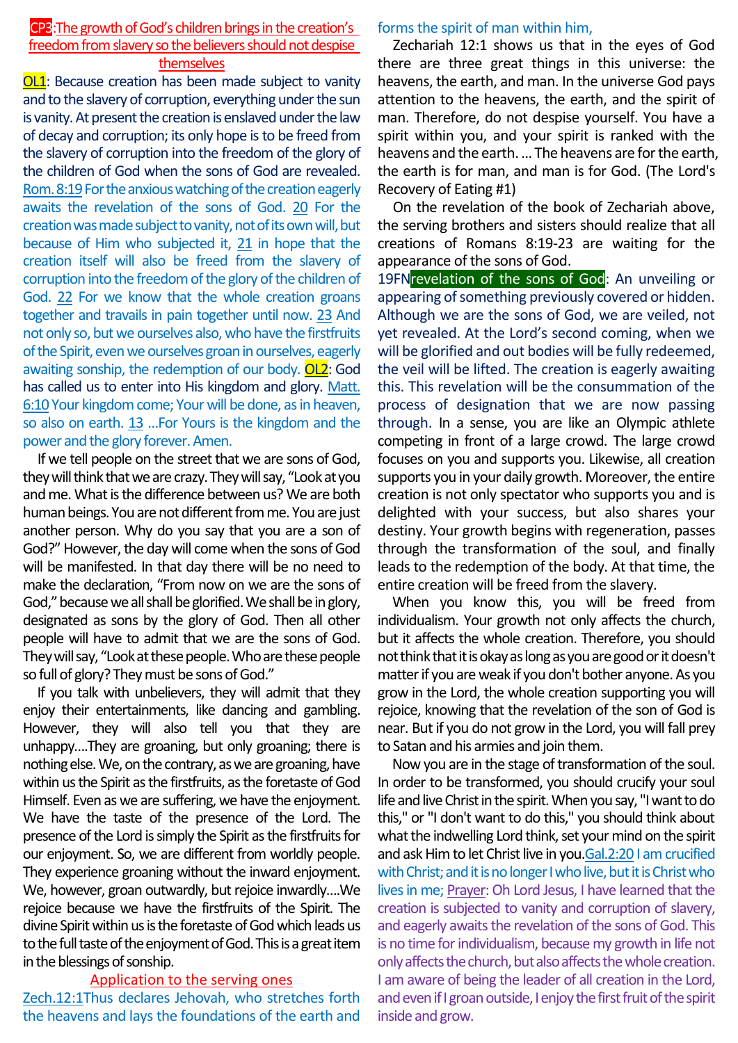## CP3: The growth of God's children brings in the creation's freedom from slavery so the believers should not despise themselves

**OL1**: Because creation has been made subject to vanity and to the slavery of corruption, everything under the sun is vanity. At present the creation is enslaved under the law of decay and corruption; its only hope is to be freed from the slavery of corruption into the freedom of the glory of the children of God when the sons of God are revealed. Rom. 8:19 For the anxious watching of the creation eagerly awaits the revelation of the sons of God. 20 For the creation was made subject to vanity, not of its own will, but because of Him who subjected it, 21 in hope that the creation itself will also be freed from the slavery of corruption into the freedom of the glory of the children of God. 22 For we know that the whole creation groans together and travails in pain together until now. 23 And not only so, but we ourselves also, who have the firstfruits of the Spirit, even we ourselves groan in ourselves, eagerly awaiting sonship, the redemption of our body. **OL2**: God has called us to enter into His kingdom and glory. Matt. 6:10 Your kingdom come; Your will be done, as in heaven, so also on earth. 13 …For Yours is the kingdom and the power and the glory forever. Amen.

If we tell people on the street that we are sons of God, they will think that we are crazy. They will say, "Look at you and me. What is the difference between us? We are both human beings. You are not different from me. You are just another person. Why do you say that you are a son of God?" However, the day will come when the sons of God will be manifested. In that day there will be no need to make the declaration, "From now on we are the sons of God," because we all shall be glorified. We shall be in glory, designated as sons by the glory of God. Then all other people will have to admit that we are the sons of God. They will say, "Look at these people. Who are these people so full of glory? They must be sons of God."

If you talk with unbelievers, they will admit that they enjoy their entertainments, like dancing and gambling. However, they will also tell you that they are unhappy….They are groaning, but only groaning; there is nothing else. We, on the contrary, as we are groaning, have within us the Spirit as the firstfruits, as the foretaste of God Himself. Even as we are suffering, we have the enjoyment. We have the taste of the presence of the Lord. The presence of the Lord is simply the Spirit as the firstfruits for our enjoyment. So, we are different from worldly people. They experience groaning without the inward enjoyment. We, however, groan outwardly, but rejoice inwardly….We rejoice because we have the firstfruits of the Spirit. The divine Spirit within us is the foretaste of God which leads us to the full taste of the enjoyment of God. This is a great item in the blessings of sonship.

### Application to the serving ones

Zech.12:1 Thus declares Jehovah, who stretches forth the heavens and lays the foundations of the earth and forms the spirit of man within him,

Zechariah 12:1 shows us that in the eyes of God there are three great things in this universe: the heavens, the earth, and man. In the universe God pays attention to the heavens, the earth, and the spirit of man. Therefore, do not despise yourself. You have a spirit within you, and your spirit is ranked with the heavens and the earth. … The heavens are for the earth, the earth is for man, and man is for God. (The Lord's Recovery of Eating #1)

On the revelation of the book of Zechariah above, the serving brothers and sisters should realize that all creations of Romans 8:19-23 are waiting for the appearance of the sons of God.

19FN revelation of the sons of God: An unveiling or appearing of something previously covered or hidden. Although we are the sons of God, we are veiled, not yet revealed. At the Lord's second coming, when we will be glorified and out bodies will be fully redeemed, the veil will be lifted. The creation is eagerly awaiting this. This revelation will be the consummation of the process of designation that we are now passing through. In a sense, you are like an Olympic athlete competing in front of a large crowd. The large crowd focuses on you and supports you. Likewise, all creation supports you in your daily growth. Moreover, the entire creation is not only spectator who supports you and is delighted with your success, but also shares your destiny. Your growth begins with regeneration, passes through the transformation of the soul, and finally leads to the redemption of the body. At that time, the entire creation will be freed from the slavery.

When you know this, you will be freed from individualism. Your growth not only affects the church, but it affects the whole creation. Therefore, you should not think that it is okay as long as you are good or it doesn't matter if you are weak if you don't bother anyone. As you grow in the Lord, the whole creation supporting you will rejoice, knowing that the revelation of the son of God is near. But if you do not grow in the Lord, you will fall prey to Satan and his armies and join them.

Now you are in the stage of transformation of the soul. In order to be transformed, you should crucify your soul life and live Christ in the spirit. When you say, "I want to do this," or "I don't want to do this," you should think about what the indwelling Lord think, set your mind on the spirit and ask Him to let Christ live in you. Gal.2:20 I am crucified with Christ; and it is no longer I who live, but it is Christ who lives in me; Prayer: Oh Lord Jesus, I have learned that the creation is subjected to vanity and corruption of slavery, and eagerly awaits the revelation of the sons of God. This is no time for individualism, because my growth in life not only affects the church, but also affects the whole creation. I am aware of being the leader of all creation in the Lord, and even if I groan outside, I enjoy the first fruit of the spirit inside and grow.